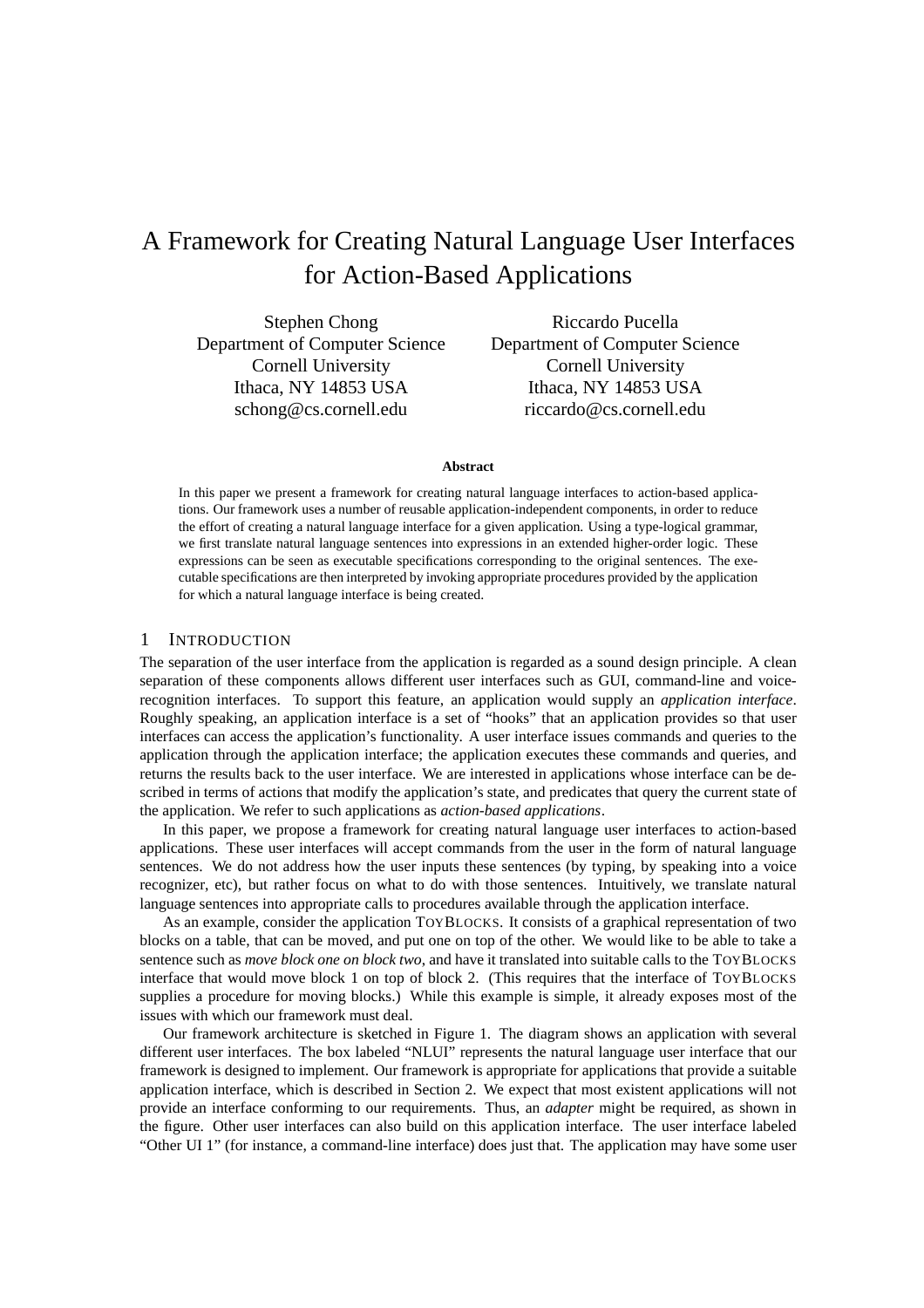# A Framework for Creating Natural Language User Interfaces for Action-Based Applications

Stephen Chong
Department of Computer Science
Cornell University
Ithaca, NY 14853 USA
schong@cs.cornell.edu

Riccardo Pucella
Department of Computer Science
Cornell University
Ithaca, NY 14853 USA
riccardo@cs.cornell.edu

**Abstract**

In this paper we present a framework for creating natural language interfaces to action-based applications. Our framework uses a number of reusable application-independent components, in order to reduce the effort of creating a natural language interface for a given application. Using a type-logical grammar, we first translate natural language sentences into expressions in an extended higher-order logic. These expressions can be seen as executable specifications corresponding to the original sentences. The executable specifications are then interpreted by invoking appropriate procedures provided by the application for which a natural language interface is being created.

## 1 Introduction

The separation of the user interface from the application is regarded as a sound design principle. A clean separation of these components allows different user interfaces such as GUI, command-line and voice-recognition interfaces. To support this feature, an application would supply an *application interface*. Roughly speaking, an application interface is a set of "hooks" that an application provides so that user interfaces can access the application's functionality. A user interface issues commands and queries to the application through the application interface; the application executes these commands and queries, and returns the results back to the user interface. We are interested in applications whose interface can be described in terms of actions that modify the application's state, and predicates that query the current state of the application. We refer to such applications as *action-based applications*.

In this paper, we propose a framework for creating natural language user interfaces to action-based applications. These user interfaces will accept commands from the user in the form of natural language sentences. We do not address how the user inputs these sentences (by typing, by speaking into a voice recognizer, etc), but rather focus on what to do with those sentences. Intuitively, we translate natural language sentences into appropriate calls to procedures available through the application interface.

As an example, consider the application ToyBlocks. It consists of a graphical representation of two blocks on a table, that can be moved, and put one on top of the other. We would like to be able to take a sentence such as *move block one on block two*, and have it translated into suitable calls to the ToyBlocks interface that would move block 1 on top of block 2. (This requires that the interface of ToyBlocks supplies a procedure for moving blocks.) While this example is simple, it already exposes most of the issues with which our framework must deal.

Our framework architecture is sketched in Figure 1. The diagram shows an application with several different user interfaces. The box labeled "NLUI" represents the natural language user interface that our framework is designed to implement. Our framework is appropriate for applications that provide a suitable application interface, which is described in Section 2. We expect that most existent applications will not provide an interface conforming to our requirements. Thus, an *adapter* might be required, as shown in the figure. Other user interfaces can also build on this application interface. The user interface labeled "Other UI 1" (for instance, a command-line interface) does just that. The application may have some user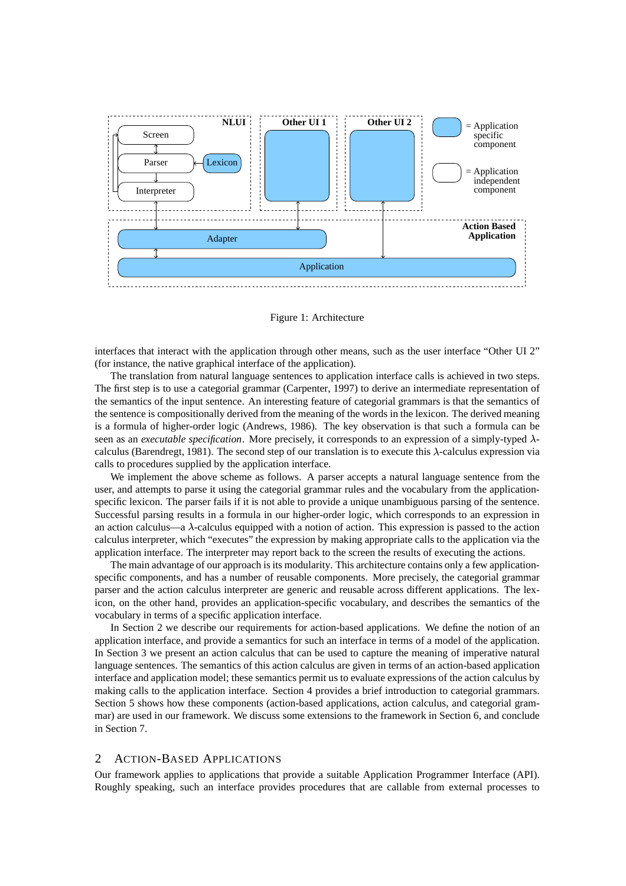Figure 1: Architecture

interfaces that interact with the application through other means, such as the user interface "Other UI 2" (for instance, the native graphical interface of the application).

The translation from natural language sentences to application interface calls is achieved in two steps. The first step is to use a categorial grammar (Carpenter, 1997) to derive an intermediate representation of the semantics of the input sentence. An interesting feature of categorial grammars is that the semantics of the sentence is compositionally derived from the meaning of the words in the lexicon. The derived meaning is a formula of higher-order logic (Andrews, 1986). The key observation is that such a formula can be seen as an *executable specification*. More precisely, it corresponds to an expression of a simply-typed $\lambda$-calculus (Barendregt, 1981). The second step of our translation is to execute this $\lambda$-calculus expression via calls to procedures supplied by the application interface.

We implement the above scheme as follows. A parser accepts a natural language sentence from the user, and attempts to parse it using the categorial grammar rules and the vocabulary from the application-specific lexicon. The parser fails if it is not able to provide a unique unambiguous parsing of the sentence. Successful parsing results in a formula in our higher-order logic, which corresponds to an expression in an action calculus—a $\lambda$-calculus equipped with a notion of action. This expression is passed to the action calculus interpreter, which "executes" the expression by making appropriate calls to the application via the application interface. The interpreter may report back to the screen the results of executing the actions.

The main advantage of our approach is its modularity. This architecture contains only a few application-specific components, and has a number of reusable components. More precisely, the categorial grammar parser and the action calculus interpreter are generic and reusable across different applications. The lexicon, on the other hand, provides an application-specific vocabulary, and describes the semantics of the vocabulary in terms of a specific application interface.

In Section 2 we describe our requirements for action-based applications. We define the notion of an application interface, and provide a semantics for such an interface in terms of a model of the application. In Section 3 we present an action calculus that can be used to capture the meaning of imperative natural language sentences. The semantics of this action calculus are given in terms of an action-based application interface and application model; these semantics permit us to evaluate expressions of the action calculus by making calls to the application interface. Section 4 provides a brief introduction to categorial grammars. Section 5 shows how these components (action-based applications, action calculus, and categorial grammar) are used in our framework. We discuss some extensions to the framework in Section 6, and conclude in Section 7.

## 2 Action-Based Applications

Our framework applies to applications that provide a suitable Application Programmer Interface (API). Roughly speaking, such an interface provides procedures that are callable from external processes to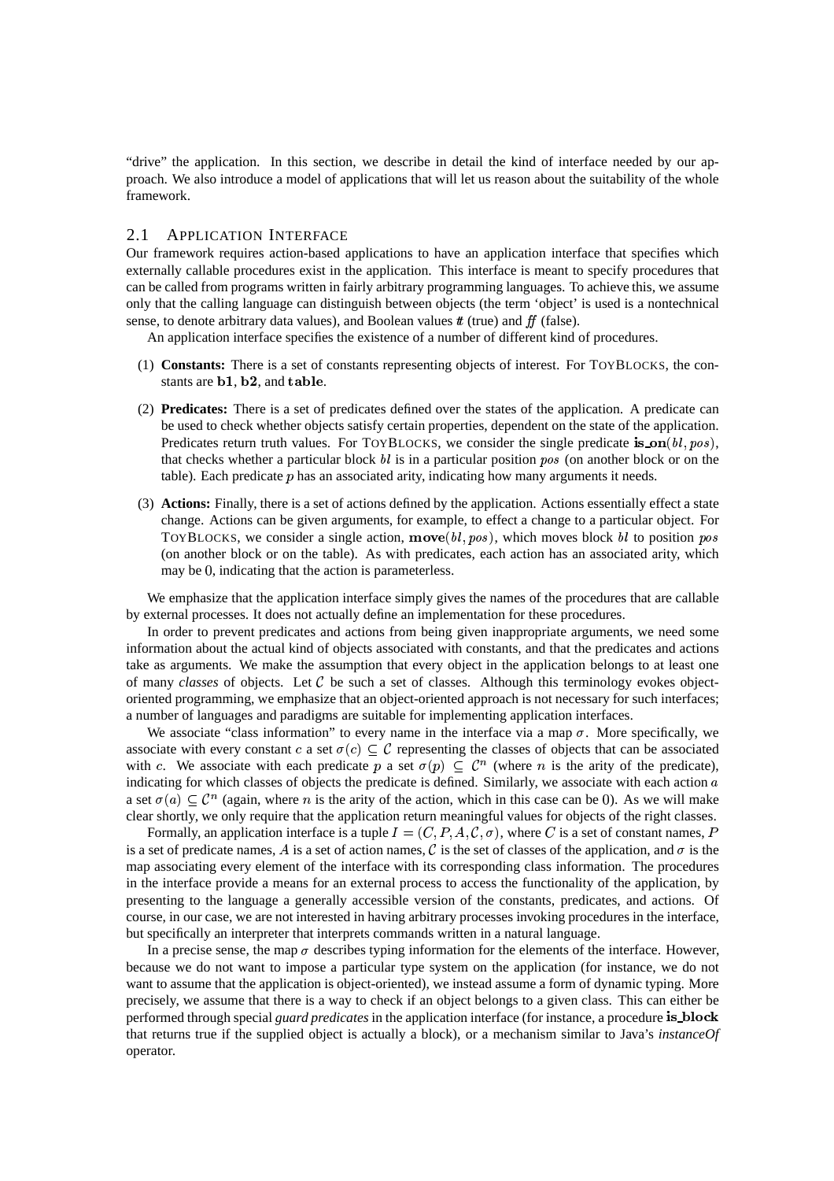"drive" the application. In this section, we describe in detail the kind of interface needed by our approach. We also introduce a model of applications that will let us reason about the suitability of the whole framework.

## 2.1 Application Interface

Our framework requires action-based applications to have an application interface that specifies which externally callable procedures exist in the application. This interface is meant to specify procedures that can be called from programs written in fairly arbitrary programming languages. To achieve this, we assume only that the calling language can distinguish between objects (the term 'object' is used is a nontechnical sense, to denote arbitrary data values), and Boolean values *tt* (true) and *ff* (false).

An application interface specifies the existence of a number of different kind of procedures.

(1) **Constants:** There is a set of constants representing objects of interest. For ToyBlocks, the constants are $\mathbf{b1}$, $\mathbf{b2}$, and $\mathbf{table}$.

(2) **Predicates:** There is a set of predicates defined over the states of the application. A predicate can be used to check whether objects satisfy certain properties, dependent on the state of the application. Predicates return truth values. For ToyBlocks, we consider the single predicate $\mathbf{is\_on}(bl, pos)$, that checks whether a particular block $bl$ is in a particular position $pos$ (on another block or on the table). Each predicate $p$ has an associated arity, indicating how many arguments it needs.

(3) **Actions:** Finally, there is a set of actions defined by the application. Actions essentially effect a state change. Actions can be given arguments, for example, to effect a change to a particular object. For ToyBlocks, we consider a single action, $\mathbf{move}(bl, pos)$, which moves block $bl$ to position $pos$ (on another block or on the table). As with predicates, each action has an associated arity, which may be 0, indicating that the action is parameterless.

We emphasize that the application interface simply gives the names of the procedures that are callable by external processes. It does not actually define an implementation for these procedures.

In order to prevent predicates and actions from being given inappropriate arguments, we need some information about the actual kind of objects associated with constants, and that the predicates and actions take as arguments. We make the assumption that every object in the application belongs to at least one of many *classes* of objects. Let $\mathcal{C}$ be such a set of classes. Although this terminology evokes object-oriented programming, we emphasize that an object-oriented approach is not necessary for such interfaces; a number of languages and paradigms are suitable for implementing application interfaces.

We associate "class information" to every name in the interface via a map $\sigma$. More specifically, we associate with every constant $c$ a set $\sigma(c) \subseteq \mathcal{C}$ representing the classes of objects that can be associated with $c$. We associate with each predicate $p$ a set $\sigma(p) \subseteq \mathcal{C}^n$ (where $n$ is the arity of the predicate), indicating for which classes of objects the predicate is defined. Similarly, we associate with each action $a$ a set $\sigma(a) \subseteq \mathcal{C}^n$ (again, where $n$ is the arity of the action, which in this case can be 0). As we will make clear shortly, we only require that the application return meaningful values for objects of the right classes.

Formally, an application interface is a tuple $I = (C, P, A, \mathcal{C}, \sigma)$, where $C$ is a set of constant names, $P$ is a set of predicate names, $A$ is a set of action names, $\mathcal{C}$ is the set of classes of the application, and $\sigma$ is the map associating every element of the interface with its corresponding class information. The procedures in the interface provide a means for an external process to access the functionality of the application, by presenting to the language a generally accessible version of the constants, predicates, and actions. Of course, in our case, we are not interested in having arbitrary processes invoking procedures in the interface, but specifically an interpreter that interprets commands written in a natural language.

In a precise sense, the map $\sigma$ describes typing information for the elements of the interface. However, because we do not want to impose a particular type system on the application (for instance, we do not want to assume that the application is object-oriented), we instead assume a form of dynamic typing. More precisely, we assume that there is a way to check if an object belongs to a given class. This can either be performed through special *guard predicates* in the application interface (for instance, a procedure $\mathbf{is\_block}$ that returns true if the supplied object is actually a block), or a mechanism similar to Java's *instanceOf* operator.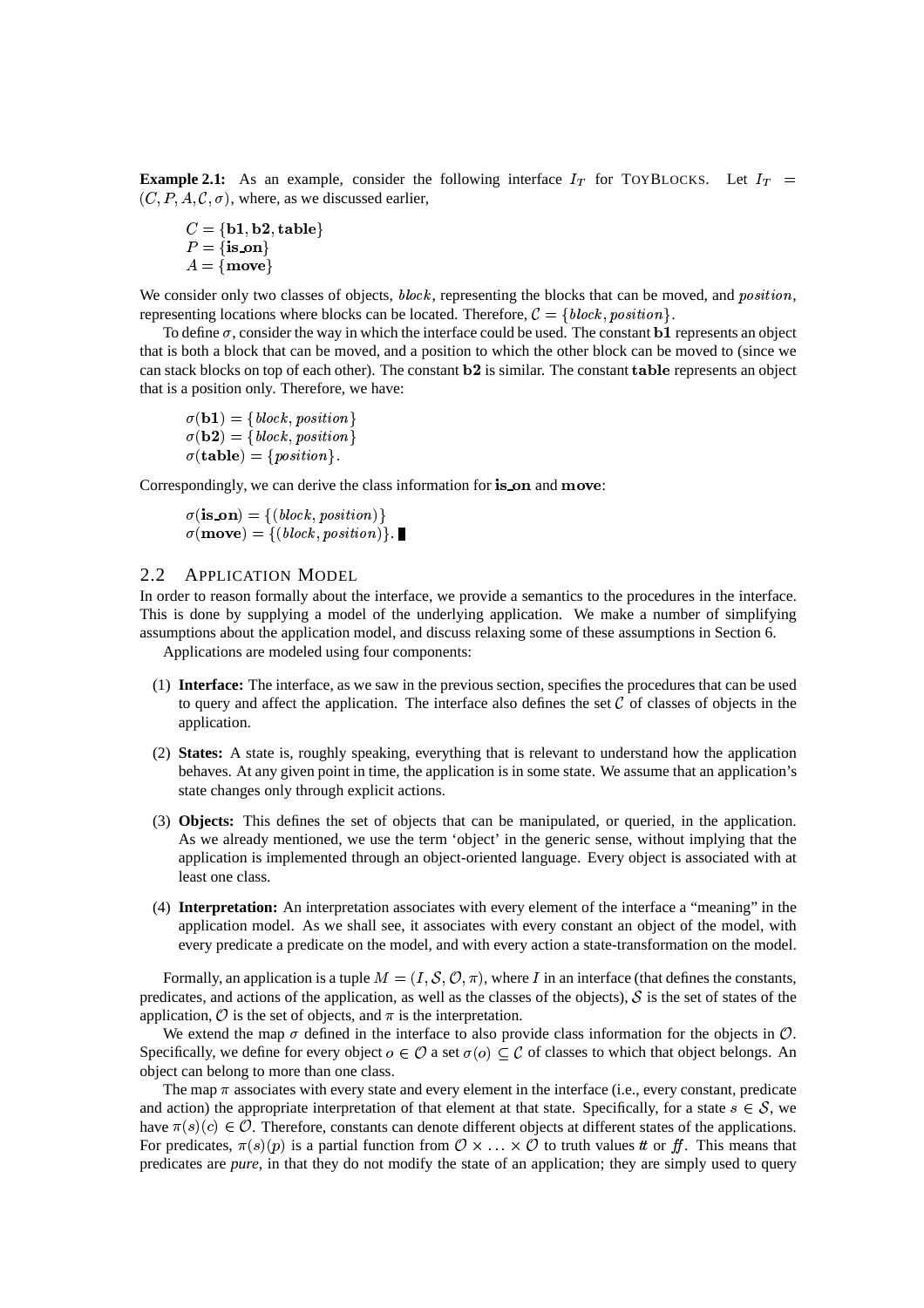**Example 2.1:** As an example, consider the following interface $I_T$ for ToyBlocks. Let $I_T = (C, P, A, \mathcal{C}, \sigma)$, where, as we discussed earlier,

$$C = \{\mathbf{b1}, \mathbf{b2}, \mathbf{table}\}$$
$$P = \{\mathbf{is\_on}\}$$
$$A = \{\mathbf{move}\}$$

We consider only two classes of objects, *block*, representing the blocks that can be moved, and *position*, representing locations where blocks can be located. Therefore, $\mathcal{C} = \{block, position\}$.

To define $\sigma$, consider the way in which the interface could be used. The constant $\mathbf{b1}$ represents an object that is both a block that can be moved, and a position to which the other block can be moved to (since we can stack blocks on top of each other). The constant $\mathbf{b2}$ is similar. The constant $\mathbf{table}$ represents an object that is a position only. Therefore, we have:

$$\sigma(\mathbf{b1}) = \{block, position\}$$
$$\sigma(\mathbf{b2}) = \{block, position\}$$
$$\sigma(\mathbf{table}) = \{position\}.$$

Correspondingly, we can derive the class information for $\mathbf{is\_on}$ and $\mathbf{move}$:

$$\sigma(\mathbf{is\_on}) = \{(block, position)\}$$
$$\sigma(\mathbf{move}) = \{(block, position)\}. \blacksquare$$

## 2.2 Application Model

In order to reason formally about the interface, we provide a semantics to the procedures in the interface. This is done by supplying a model of the underlying application. We make a number of simplifying assumptions about the application model, and discuss relaxing some of these assumptions in Section 6.

Applications are modeled using four components:

(1) **Interface:** The interface, as we saw in the previous section, specifies the procedures that can be used to query and affect the application. The interface also defines the set $\mathcal{C}$ of classes of objects in the application.

(2) **States:** A state is, roughly speaking, everything that is relevant to understand how the application behaves. At any given point in time, the application is in some state. We assume that an application's state changes only through explicit actions.

(3) **Objects:** This defines the set of objects that can be manipulated, or queried, in the application. As we already mentioned, we use the term 'object' in the generic sense, without implying that the application is implemented through an object-oriented language. Every object is associated with at least one class.

(4) **Interpretation:** An interpretation associates with every element of the interface a "meaning" in the application model. As we shall see, it associates with every constant an object of the model, with every predicate a predicate on the model, and with every action a state-transformation on the model.

Formally, an application is a tuple $M = (I, \mathcal{S}, \mathcal{O}, \pi)$, where $I$ in an interface (that defines the constants, predicates, and actions of the application, as well as the classes of the objects), $\mathcal{S}$ is the set of states of the application, $\mathcal{O}$ is the set of objects, and $\pi$ is the interpretation.

We extend the map $\sigma$ defined in the interface to also provide class information for the objects in $\mathcal{O}$. Specifically, we define for every object $o \in \mathcal{O}$ a set $\sigma(o) \subseteq \mathcal{C}$ of classes to which that object belongs. An object can belong to more than one class.

The map $\pi$ associates with every state and every element in the interface (i.e., every constant, predicate and action) the appropriate interpretation of that element at that state. Specifically, for a state $s \in \mathcal{S}$, we have $\pi(s)(c) \in \mathcal{O}$. Therefore, constants can denote different objects at different states of the applications. For predicates, $\pi(s)(p)$ is a partial function from $\mathcal{O} \times \ldots \times \mathcal{O}$ to truth values $tt$ or $ff$. This means that predicates are *pure*, in that they do not modify the state of an application; they are simply used to query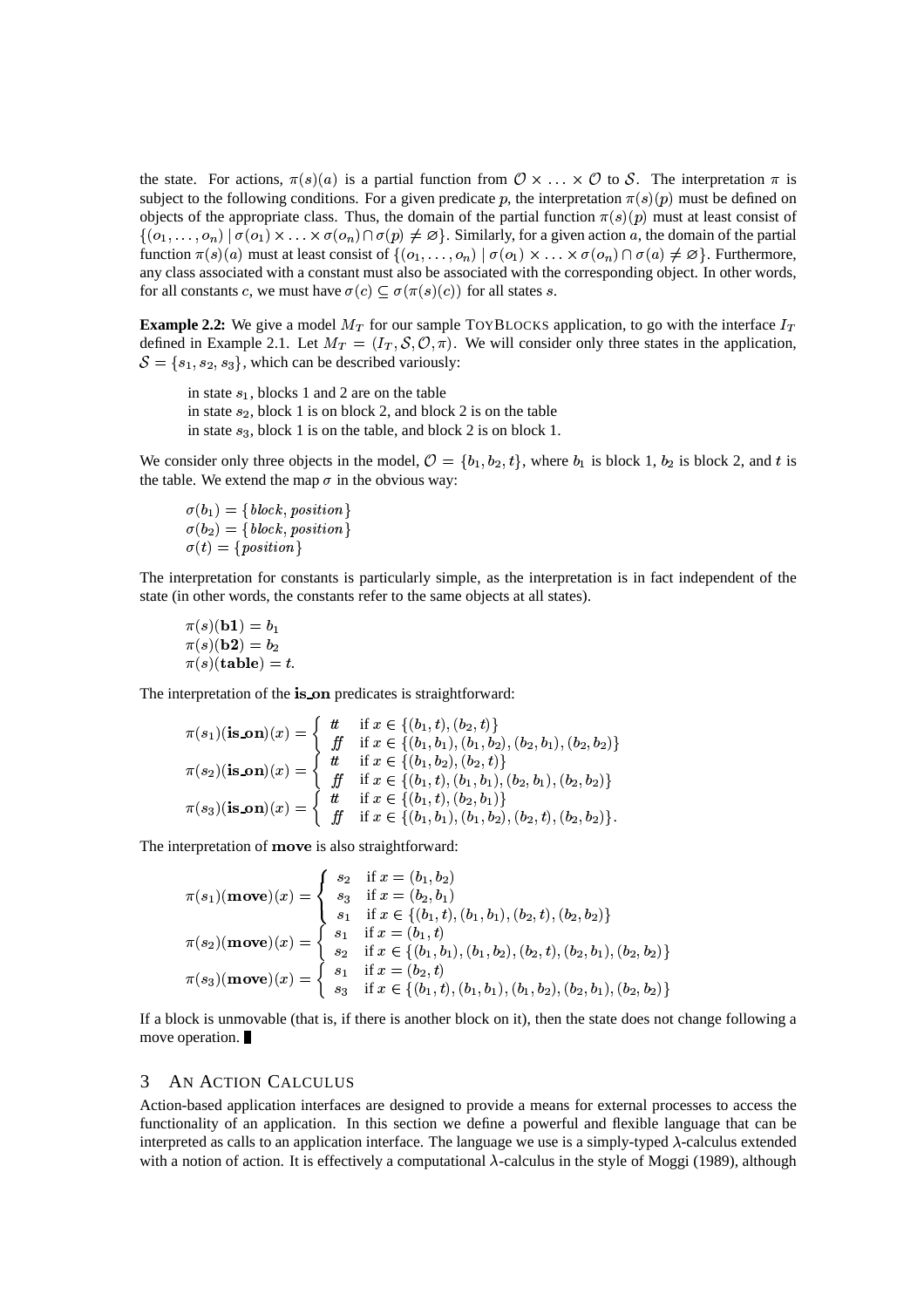the state. For actions, $\pi(s)(a)$ is a partial function from $\mathcal{O} \times \ldots \times \mathcal{O}$ to $\mathcal{S}$. The interpretation $\pi$ is subject to the following conditions. For a given predicate $p$, the interpretation $\pi(s)(p)$ must be defined on objects of the appropriate class. Thus, the domain of the partial function $\pi(s)(p)$ must at least consist of $\{(o_1, \ldots, o_n) \mid \sigma(o_1) \times \ldots \times \sigma(o_n) \cap \sigma(p) \neq \varnothing\}$. Similarly, for a given action $a$, the domain of the partial function $\pi(s)(a)$ must at least consist of $\{(o_1, \ldots, o_n) \mid \sigma(o_1) \times \ldots \times \sigma(o_n) \cap \sigma(a) \neq \varnothing\}$. Furthermore, any class associated with a constant must also be associated with the corresponding object. In other words, for all constants $c$, we must have $\sigma(c) \subseteq \sigma(\pi(s)(c))$ for all states $s$.

**Example 2.2:** We give a model $M_T$ for our sample ToyBlocks application, to go with the interface $I_T$ defined in Example 2.1. Let $M_T = (I_T, \mathcal{S}, \mathcal{O}, \pi)$. We will consider only three states in the application, $\mathcal{S} = \{s_1, s_2, s_3\}$, which can be described variously:

> in state $s_1$, blocks 1 and 2 are on the table
> in state $s_2$, block 1 is on block 2, and block 2 is on the table
> in state $s_3$, block 1 is on the table, and block 2 is on block 1.

We consider only three objects in the model, $\mathcal{O} = \{b_1, b_2, t\}$, where $b_1$ is block 1, $b_2$ is block 2, and $t$ is the table. We extend the map $\sigma$ in the obvious way:

$$\sigma(b_1) = \{\mathit{block}, \mathit{position}\}$$
$$\sigma(b_2) = \{\mathit{block}, \mathit{position}\}$$
$$\sigma(t) = \{\mathit{position}\}$$

The interpretation for constants is particularly simple, as the interpretation is in fact independent of the state (in other words, the constants refer to the same objects at all states).

$$\pi(s)(\mathbf{b1}) = b_1$$
$$\pi(s)(\mathbf{b2}) = b_2$$
$$\pi(s)(\mathbf{table}) = t.$$

The interpretation of the **is_on** predicates is straightforward:

$$\pi(s_1)(\mathbf{is\_on})(x) = \begin{cases} \mathit{tt} & \text{if } x \in \{(b_1, t), (b_2, t)\} \\ \mathit{ff} & \text{if } x \in \{(b_1, b_1), (b_1, b_2), (b_2, b_1), (b_2, b_2)\} \end{cases}$$
$$\pi(s_2)(\mathbf{is\_on})(x) = \begin{cases} \mathit{tt} & \text{if } x \in \{(b_1, b_2), (b_2, t)\} \\ \mathit{ff} & \text{if } x \in \{(b_1, t), (b_1, b_1), (b_2, b_1), (b_2, b_2)\} \end{cases}$$
$$\pi(s_3)(\mathbf{is\_on})(x) = \begin{cases} \mathit{tt} & \text{if } x \in \{(b_1, t), (b_2, b_1)\} \\ \mathit{ff} & \text{if } x \in \{(b_1, b_1), (b_1, b_2), (b_2, t), (b_2, b_2)\}. \end{cases}$$

The interpretation of **move** is also straightforward:

$$\pi(s_1)(\mathbf{move})(x) = \begin{cases} s_2 & \text{if } x = (b_1, b_2) \\ s_3 & \text{if } x = (b_2, b_1) \\ s_1 & \text{if } x \in \{(b_1, t), (b_1, b_1), (b_2, t), (b_2, b_2)\} \end{cases}$$
$$\pi(s_2)(\mathbf{move})(x) = \begin{cases} s_1 & \text{if } x = (b_1, t) \\ s_2 & \text{if } x \in \{(b_1, b_1), (b_1, b_2), (b_2, t), (b_2, b_1), (b_2, b_2)\} \end{cases}$$
$$\pi(s_3)(\mathbf{move})(x) = \begin{cases} s_1 & \text{if } x = (b_2, t) \\ s_3 & \text{if } x \in \{(b_1, t), (b_1, b_1), (b_1, b_2), (b_2, b_1), (b_2, b_2)\} \end{cases}$$

If a block is unmovable (that is, if there is another block on it), then the state does not change following a move operation. ∎

## 3 An Action Calculus

Action-based application interfaces are designed to provide a means for external processes to access the functionality of an application. In this section we define a powerful and flexible language that can be interpreted as calls to an application interface. The language we use is a simply-typed $\lambda$-calculus extended with a notion of action. It is effectively a computational $\lambda$-calculus in the style of Moggi (1989), although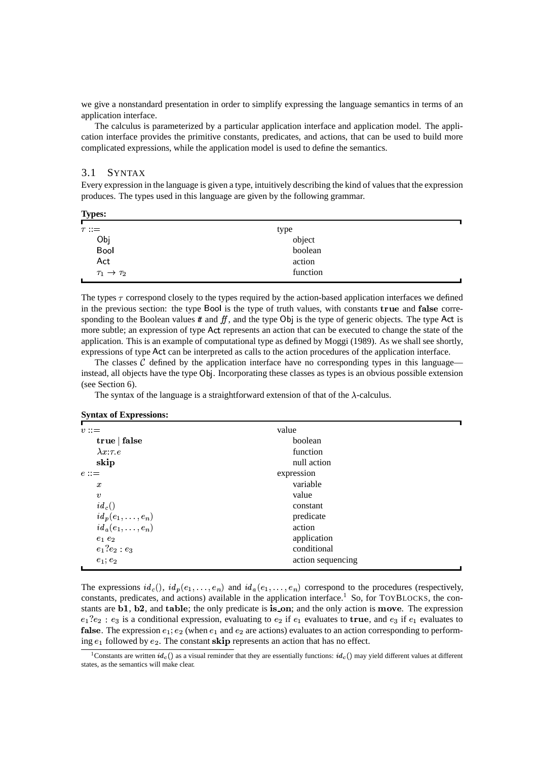we give a nonstandard presentation in order to simplify expressing the language semantics in terms of an application interface.

The calculus is parameterized by a particular application interface and application model. The application interface provides the primitive constants, predicates, and actions, that can be used to build more complicated expressions, while the application model is used to define the semantics.

## 3.1 SYNTAX

Every expression in the language is given a type, intuitively describing the kind of values that the expression produces. The types used in this language are given by the following grammar.

**Types:**

| | |
|---|---|
| $\tau ::=$ | type |
| $\mathsf{Obj}$ | object |
| $\mathsf{Bool}$ | boolean |
| $\mathsf{Act}$ | action |
| $\tau_1 \to \tau_2$ | function |

The types $\tau$ correspond closely to the types required by the action-based application interfaces we defined in the previous section: the type Bool is the type of truth values, with constants **true** and **false** corresponding to the Boolean values *tt* and *ff*, and the type Obj is the type of generic objects. The type Act is more subtle; an expression of type Act represents an action that can be executed to change the state of the application. This is an example of computational type as defined by Moggi (1989). As we shall see shortly, expressions of type Act can be interpreted as calls to the action procedures of the application interface.

The classes $\mathcal{C}$ defined by the application interface have no corresponding types in this language—instead, all objects have the type Obj. Incorporating these classes as types is an obvious possible extension (see Section 6).

The syntax of the language is a straightforward extension of that of the $\lambda$-calculus.

**Syntax of Expressions:**

| | |
|---|---|
| $v ::=$ | value |
| $\mathbf{true} \mid \mathbf{false}$ | boolean |
| $\lambda x{:}\tau.e$ | function |
| $\mathbf{skip}$ | null action |
| $e ::=$ | expression |
| $x$ | variable |
| $v$ | value |
| $id_c()$ | constant |
| $id_p(e_1, \ldots, e_n)$ | predicate |
| $id_a(e_1, \ldots, e_n)$ | action |
| $e_1\ e_2$ | application |
| $e_1 ? e_2 : e_3$ | conditional |
| $e_1 ; e_2$ | action sequencing |

The expressions $id_c()$, $id_p(e_1, \ldots, e_n)$ and $id_a(e_1, \ldots, e_n)$ correspond to the procedures (respectively, constants, predicates, and actions) available in the application interface.[1] So, for TOYBLOCKS, the constants are **b1**, **b2**, and **table**; the only predicate is **is_on**; and the only action is **move**. The expression $e_1 ? e_2 : e_3$ is a conditional expression, evaluating to $e_2$ if $e_1$ evaluates to **true**, and $e_3$ if $e_1$ evaluates to **false**. The expression $e_1 ; e_2$ (when $e_1$ and $e_2$ are actions) evaluates to an action corresponding to performing $e_1$ followed by $e_2$. The constant **skip** represents an action that has no effect.

[1] Constants are written $id_c()$ as a visual reminder that they are essentially functions: $id_c()$ may yield different values at different states, as the semantics will make clear.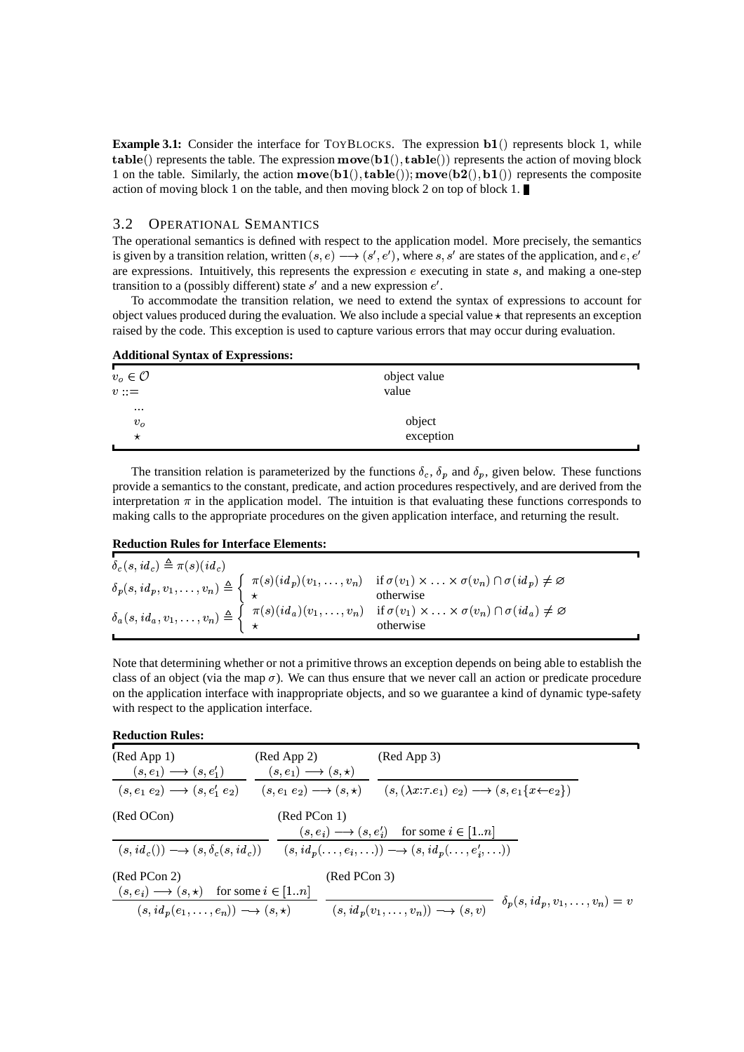**Example 3.1:** Consider the interface for ToyBlocks. The expression $\mathbf{b1}()$ represents block 1, while $\mathbf{table}()$ represents the table. The expression $\mathbf{move}(\mathbf{b1}(), \mathbf{table}())$ represents the action of moving block 1 on the table. Similarly, the action $\mathbf{move}(\mathbf{b1}(), \mathbf{table}()); \mathbf{move}(\mathbf{b2}(), \mathbf{b1}())$ represents the composite action of moving block 1 on the table, and then moving block 2 on top of block 1. ∎

## 3.2 Operational Semantics

The operational semantics is defined with respect to the application model. More precisely, the semantics is given by a transition relation, written $(s, e) \longrightarrow (s', e')$, where $s, s'$ are states of the application, and $e, e'$ are expressions. Intuitively, this represents the expression $e$ executing in state $s$, and making a one-step transition to a (possibly different) state $s'$ and a new expression $e'$.

To accommodate the transition relation, we need to extend the syntax of expressions to account for object values produced during the evaluation. We also include a special value $\star$ that represents an exception raised by the code. This exception is used to capture various errors that may occur during evaluation.

**Additional Syntax of Expressions:**

| | |
|---|---|
| $v_o \in \mathcal{O}$ | object value |
| $v ::=$ | value |
| ... | |
| $v_o$ | object |
| $\star$ | exception |

The transition relation is parameterized by the functions $\delta_c$, $\delta_p$ and $\delta_p$, given below. These functions provide a semantics to the constant, predicate, and action procedures respectively, and are derived from the interpretation $\pi$ in the application model. The intuition is that evaluating these functions corresponds to making calls to the appropriate procedures on the given application interface, and returning the result.

**Reduction Rules for Interface Elements:**

$$\delta_c(s, id_c) \triangleq \pi(s)(id_c)$$

$$\delta_p(s, id_p, v_1, \ldots, v_n) \triangleq \begin{cases} \pi(s)(id_p)(v_1, \ldots, v_n) & \text{if } \sigma(v_1) \times \ldots \times \sigma(v_n) \cap \sigma(id_p) \neq \varnothing \\ \star & \text{otherwise} \end{cases}$$

$$\delta_a(s, id_a, v_1, \ldots, v_n) \triangleq \begin{cases} \pi(s)(id_a)(v_1, \ldots, v_n) & \text{if } \sigma(v_1) \times \ldots \times \sigma(v_n) \cap \sigma(id_a) \neq \varnothing \\ \star & \text{otherwise} \end{cases}$$

Note that determining whether or not a primitive throws an exception depends on being able to establish the class of an object (via the map $\sigma$). We can thus ensure that we never call an action or predicate procedure on the application interface with inappropriate objects, and so we guarantee a kind of dynamic type-safety with respect to the application interface.

**Reduction Rules:**

(Red App 1)
$$\frac{(s, e_1) \longrightarrow (s, e_1')}{(s, e_1\ e_2) \longrightarrow (s, e_1'\ e_2)}$$

(Red App 2)
$$\frac{(s, e_1) \longrightarrow (s, \star)}{(s, e_1\ e_2) \longrightarrow (s, \star)}$$

(Red App 3)
$$\frac{}{(s, (\lambda x{:}\tau.e_1)\ e_2) \longrightarrow (s, e_1\{x \leftarrow e_2\})}$$

(Red OCon)
$$\frac{}{(s, id_c()) \longrightarrow (s, \delta_c(s, id_c))}$$

(Red PCon 1)
$$\frac{(s, e_i) \longrightarrow (s, e_i') \quad \text{for some } i \in [1..n]}{(s, id_p(\ldots, e_i, \ldots)) \longrightarrow (s, id_p(\ldots, e_i', \ldots))}$$

(Red PCon 2)
$$\frac{(s, e_i) \longrightarrow (s, \star) \quad \text{for some } i \in [1..n]}{(s, id_p(e_1, \ldots, e_n)) \longrightarrow (s, \star)}$$

(Red PCon 3)
$$\frac{}{(s, id_p(v_1, \ldots, v_n)) \longrightarrow (s, v)} \quad \delta_p(s, id_p, v_1, \ldots, v_n) = v$$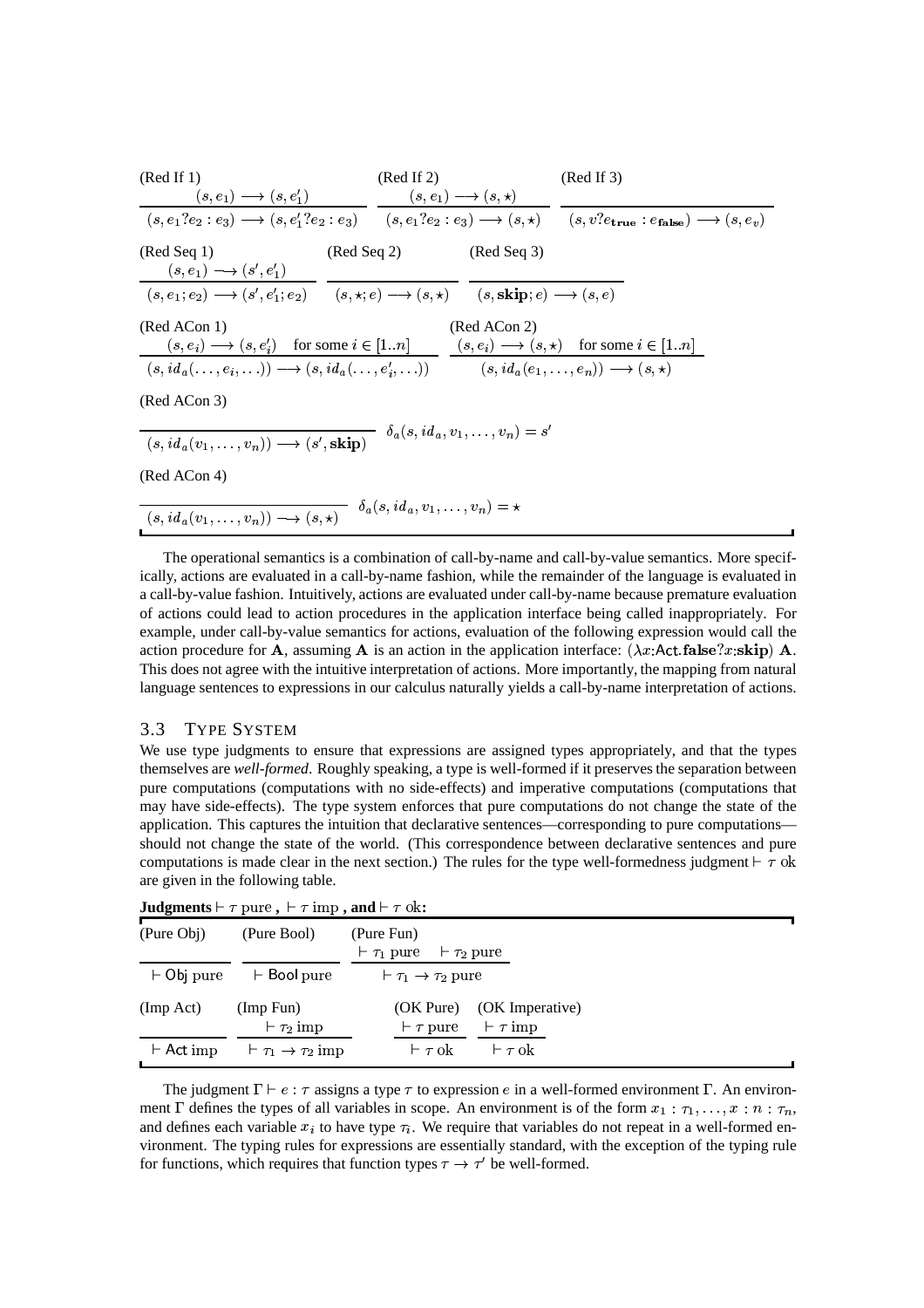(Red If 1)
$$\frac{(s, e_1) \longrightarrow (s, e_1')}{(s, e_1?e_2:e_3) \longrightarrow (s, e_1'?e_2:e_3)}$$

(Red If 2)
$$\frac{(s, e_1) \longrightarrow (s, \star)}{(s, e_1?e_2:e_3) \longrightarrow (s, \star)}$$

(Red If 3)
$$\frac{}{(s, v?e_{\mathbf{true}}:e_{\mathbf{false}}) \longrightarrow (s, e_v)}$$

(Red Seq 1)
$$\frac{(s, e_1) \longrightarrow (s', e_1')}{(s, e_1;e_2) \longrightarrow (s', e_1';e_2)}$$

(Red Seq 2)
$$\frac{}{(s, \star;e) \longrightarrow (s, \star)}$$

(Red Seq 3)
$$\frac{}{(s, \mathbf{skip};e) \longrightarrow (s, e)}$$

(Red ACon 1)
$$\frac{(s, e_i) \longrightarrow (s, e_i') \quad \text{for some } i \in [1..n]}{(s, id_a(\ldots, e_i, \ldots)) \longrightarrow (s, id_a(\ldots, e_i', \ldots))}$$

(Red ACon 2)
$$\frac{(s, e_i) \longrightarrow (s, \star) \quad \text{for some } i \in [1..n]}{(s, id_a(e_1, \ldots, e_n)) \longrightarrow (s, \star)}$$

(Red ACon 3)
$$\frac{}{(s, id_a(v_1, \ldots, v_n)) \longrightarrow (s', \mathbf{skip})} \quad \delta_a(s, id_a, v_1, \ldots, v_n) = s'$$

(Red ACon 4)
$$\frac{}{(s, id_a(v_1, \ldots, v_n)) \longrightarrow (s, \star)} \quad \delta_a(s, id_a, v_1, \ldots, v_n) = \star$$

The operational semantics is a combination of call-by-name and call-by-value semantics. More specifically, actions are evaluated in a call-by-name fashion, while the remainder of the language is evaluated in a call-by-value fashion. Intuitively, actions are evaluated under call-by-name because premature evaluation of actions could lead to action procedures in the application interface being called inappropriately. For example, under call-by-value semantics for actions, evaluation of the following expression would call the action procedure for $\mathbf{A}$, assuming $\mathbf{A}$ is an action in the application interface: $(\lambda x{:}\mathsf{Act}.\mathbf{false}?x{:}\mathbf{skip})\ \mathbf{A}$. This does not agree with the intuitive interpretation of actions. More importantly, the mapping from natural language sentences to expressions in our calculus naturally yields a call-by-name interpretation of actions.

## 3.3 Type System

We use type judgments to ensure that expressions are assigned types appropriately, and that the types themselves are *well-formed*. Roughly speaking, a type is well-formed if it preserves the separation between pure computations (computations with no side-effects) and imperative computations (computations that may have side-effects). The type system enforces that pure computations do not change the state of the application. This captures the intuition that declarative sentences—corresponding to pure computations—should not change the state of the world. (This correspondence between declarative sentences and pure computations is made clear in the next section.) The rules for the type well-formedness judgment $\vdash \tau \text{ ok}$ are given in the following table.

**Judgments** $\vdash \tau \text{ pure}$ **,** $\vdash \tau \text{ imp}$ **, and** $\vdash \tau \text{ ok}$**:**

(Pure Obj)
$$\frac{}{\vdash \mathsf{Obj} \text{ pure}}$$

(Pure Bool)
$$\frac{}{\vdash \mathsf{Bool} \text{ pure}}$$

(Pure Fun)
$$\frac{\vdash \tau_1 \text{ pure} \quad \vdash \tau_2 \text{ pure}}{\vdash \tau_1 \rightarrow \tau_2 \text{ pure}}$$

(Imp Act)
$$\frac{}{\vdash \mathsf{Act} \text{ imp}}$$

(Imp Fun)
$$\frac{\vdash \tau_2 \text{ imp}}{\vdash \tau_1 \rightarrow \tau_2 \text{ imp}}$$

(OK Pure)
$$\frac{\vdash \tau \text{ pure}}{\vdash \tau \text{ ok}}$$

(OK Imperative)
$$\frac{\vdash \tau \text{ imp}}{\vdash \tau \text{ ok}}$$

The judgment $\Gamma \vdash e : \tau$ assigns a type $\tau$ to expression $e$ in a well-formed environment $\Gamma$. An environment $\Gamma$ defines the types of all variables in scope. An environment is of the form $x_1 : \tau_1, \ldots, x : n : \tau_n$, and defines each variable $x_i$ to have type $\tau_i$. We require that variables do not repeat in a well-formed environment. The typing rules for expressions are essentially standard, with the exception of the typing rule for functions, which requires that function types $\tau \rightarrow \tau'$ be well-formed.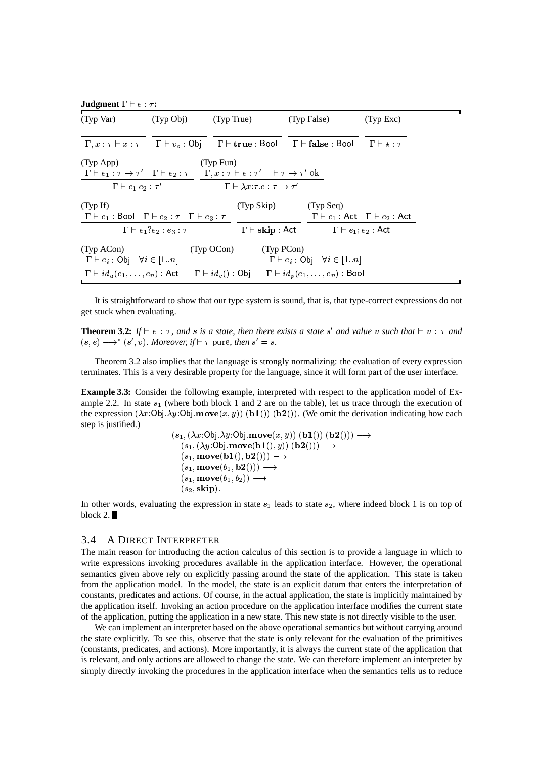**Judgment $\Gamma \vdash e : \tau$:**

(Typ Var)
$$\frac{}{\Gamma, x : \tau \vdash x : \tau}$$

(Typ Obj)
$$\frac{}{\Gamma \vdash v_o : \mathsf{Obj}}$$

(Typ True)
$$\frac{}{\Gamma \vdash \mathbf{true} : \mathsf{Bool}}$$

(Typ False)
$$\frac{}{\Gamma \vdash \mathbf{false} : \mathsf{Bool}}$$

(Typ Exc)
$$\frac{}{\Gamma \vdash \star : \tau}$$

(Typ App)
$$\frac{\Gamma \vdash e_1 : \tau \to \tau' \quad \Gamma \vdash e_2 : \tau}{\Gamma \vdash e_1\ e_2 : \tau'}$$

(Typ Fun)
$$\frac{\Gamma, x : \tau \vdash e : \tau' \quad \vdash \tau \to \tau' \text{ ok}}{\Gamma \vdash \lambda x{:}\tau.e : \tau \to \tau'}$$

(Typ If)
$$\frac{\Gamma \vdash e_1 : \mathsf{Bool} \quad \Gamma \vdash e_2 : \tau \quad \Gamma \vdash e_3 : \tau}{\Gamma \vdash e_1 ? e_2 : e_3 : \tau}$$

(Typ Skip)
$$\frac{}{\Gamma \vdash \mathbf{skip} : \mathsf{Act}}$$

(Typ Seq)
$$\frac{\Gamma \vdash e_1 : \mathsf{Act} \quad \Gamma \vdash e_2 : \mathsf{Act}}{\Gamma \vdash e_1 ; e_2 : \mathsf{Act}}$$

(Typ ACon)
$$\frac{\Gamma \vdash e_i : \mathsf{Obj} \quad \forall i \in [1..n]}{\Gamma \vdash id_a(e_1, \ldots, e_n) : \mathsf{Act}}$$

(Typ OCon)
$$\frac{}{\Gamma \vdash id_c() : \mathsf{Obj}}$$

(Typ PCon)
$$\frac{\Gamma \vdash e_i : \mathsf{Obj} \quad \forall i \in [1..n]}{\Gamma \vdash id_p(e_1, \ldots, e_n) : \mathsf{Bool}}$$

It is straightforward to show that our type system is sound, that is, that type-correct expressions do not get stuck when evaluating.

**Theorem 3.2:** *If $\vdash e : \tau$, and $s$ is a state, then there exists a state $s'$ and value $v$ such that $\vdash v : \tau$ and $(s, e) \longrightarrow^* (s', v)$. Moreover, if $\vdash \tau$ pure, then $s' = s$.*

Theorem 3.2 also implies that the language is strongly normalizing: the evaluation of every expression terminates. This is a very desirable property for the language, since it will form part of the user interface.

**Example 3.3:** Consider the following example, interpreted with respect to the application model of Example 2.2. In state $s_1$ (where both block 1 and 2 are on the table), let us trace through the execution of the expression $(\lambda x{:}\mathsf{Obj}.\lambda y{:}\mathsf{Obj}.\mathbf{move}(x,y))\ (\mathbf{b1}())\ (\mathbf{b2}())$. (We omit the derivation indicating how each step is justified.)

$$\begin{aligned}
&(s_1, (\lambda x{:}\mathsf{Obj}.\lambda y{:}\mathsf{Obj}.\mathbf{move}(x,y))\ (\mathbf{b1}())\ (\mathbf{b2}())) \longrightarrow \\
&\quad (s_1, (\lambda y{:}\mathsf{Obj}.\mathbf{move}(\mathbf{b1}(), y))\ (\mathbf{b2}())) \longrightarrow \\
&\quad (s_1, \mathbf{move}(\mathbf{b1}(), \mathbf{b2}())) \longrightarrow \\
&\quad (s_1, \mathbf{move}(b_1, \mathbf{b2}())) \longrightarrow \\
&\quad (s_1, \mathbf{move}(b_1, b_2)) \longrightarrow \\
&\quad (s_2, \mathbf{skip}).
\end{aligned}$$

In other words, evaluating the expression in state $s_1$ leads to state $s_2$, where indeed block 1 is on top of block 2. ∎

## 3.4 A Direct Interpreter

The main reason for introducing the action calculus of this section is to provide a language in which to write expressions invoking procedures available in the application interface. However, the operational semantics given above rely on explicitly passing around the state of the application. This state is taken from the application model. In the model, the state is an explicit datum that enters the interpretation of constants, predicates and actions. Of course, in the actual application, the state is implicitly maintained by the application itself. Invoking an action procedure on the application interface modifies the current state of the application, putting the application in a new state. This new state is not directly visible to the user.

We can implement an interpreter based on the above operational semantics but without carrying around the state explicitly. To see this, observe that the state is only relevant for the evaluation of the primitives (constants, predicates, and actions). More importantly, it is always the current state of the application that is relevant, and only actions are allowed to change the state. We can therefore implement an interpreter by simply directly invoking the procedures in the application interface when the semantics tells us to reduce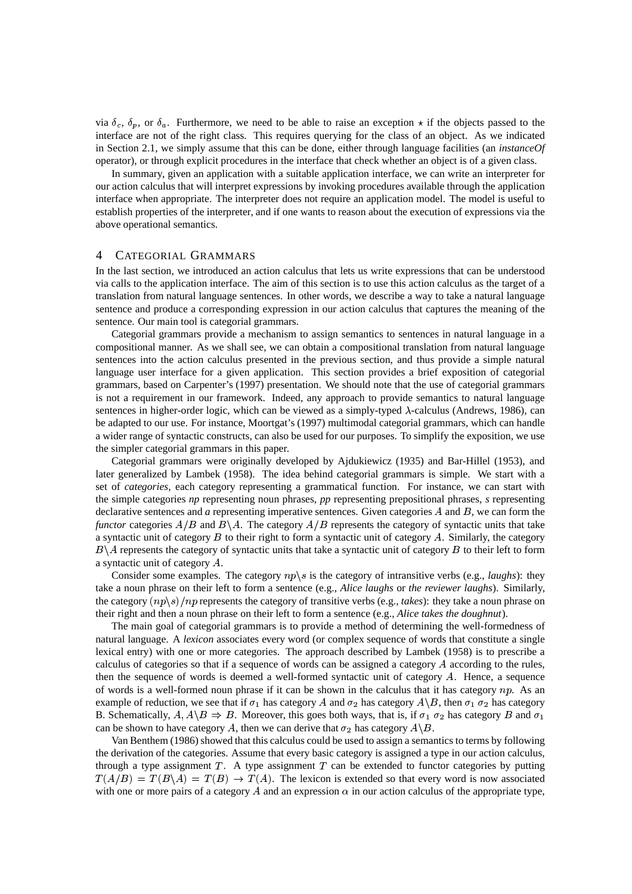via $\delta_c$, $\delta_p$, or $\delta_a$. Furthermore, we need to be able to raise an exception $\star$ if the objects passed to the interface are not of the right class. This requires querying for the class of an object. As we indicated in Section 2.1, we simply assume that this can be done, either through language facilities (an *instanceOf* operator), or through explicit procedures in the interface that check whether an object is of a given class.

In summary, given an application with a suitable application interface, we can write an interpreter for our action calculus that will interpret expressions by invoking procedures available through the application interface when appropriate. The interpreter does not require an application model. The model is useful to establish properties of the interpreter, and if one wants to reason about the execution of expressions via the above operational semantics.

## 4 Categorial Grammars

In the last section, we introduced an action calculus that lets us write expressions that can be understood via calls to the application interface. The aim of this section is to use this action calculus as the target of a translation from natural language sentences. In other words, we describe a way to take a natural language sentence and produce a corresponding expression in our action calculus that captures the meaning of the sentence. Our main tool is categorial grammars.

Categorial grammars provide a mechanism to assign semantics to sentences in natural language in a compositional manner. As we shall see, we can obtain a compositional translation from natural language sentences into the action calculus presented in the previous section, and thus provide a simple natural language user interface for a given application. This section provides a brief exposition of categorial grammars, based on Carpenter's (1997) presentation. We should note that the use of categorial grammars is not a requirement in our framework. Indeed, any approach to provide semantics to natural language sentences in higher-order logic, which can be viewed as a simply-typed $\lambda$-calculus (Andrews, 1986), can be adapted to our use. For instance, Moortgat's (1997) multimodal categorial grammars, which can handle a wider range of syntactic constructs, can also be used for our purposes. To simplify the exposition, we use the simpler categorial grammars in this paper.

Categorial grammars were originally developed by Ajdukiewicz (1935) and Bar-Hillel (1953), and later generalized by Lambek (1958). The idea behind categorial grammars is simple. We start with a set of *categories*, each category representing a grammatical function. For instance, we can start with the simple categories *np* representing noun phrases, *pp* representing prepositional phrases, *s* representing declarative sentences and *a* representing imperative sentences. Given categories $A$ and $B$, we can form the *functor* categories $A/B$ and $B\backslash A$. The category $A/B$ represents the category of syntactic units that take a syntactic unit of category $B$ to their right to form a syntactic unit of category $A$. Similarly, the category $B\backslash A$ represents the category of syntactic units that take a syntactic unit of category $B$ to their left to form a syntactic unit of category $A$.

Consider some examples. The category $np\backslash s$ is the category of intransitive verbs (e.g., *laughs*): they take a noun phrase on their left to form a sentence (e.g., *Alice laughs* or *the reviewer laughs*). Similarly, the category $(np\backslash s)/np$ represents the category of transitive verbs (e.g., *takes*): they take a noun phrase on their right and then a noun phrase on their left to form a sentence (e.g., *Alice takes the doughnut*).

The main goal of categorial grammars is to provide a method of determining the well-formedness of natural language. A *lexicon* associates every word (or complex sequence of words that constitute a single lexical entry) with one or more categories. The approach described by Lambek (1958) is to prescribe a calculus of categories so that if a sequence of words can be assigned a category $A$ according to the rules, then the sequence of words is deemed a well-formed syntactic unit of category $A$. Hence, a sequence of words is a well-formed noun phrase if it can be shown in the calculus that it has category $np$. As an example of reduction, we see that if $\sigma_1$ has category $A$ and $\sigma_2$ has category $A\backslash B$, then $\sigma_1\ \sigma_2$ has category B. Schematically, $A, A\backslash B \Rightarrow B$. Moreover, this goes both ways, that is, if $\sigma_1\ \sigma_2$ has category $B$ and $\sigma_1$ can be shown to have category $A$, then we can derive that $\sigma_2$ has category $A\backslash B$.

Van Benthem (1986) showed that this calculus could be used to assign a semantics to terms by following the derivation of the categories. Assume that every basic category is assigned a type in our action calculus, through a type assignment $T$. A type assignment $T$ can be extended to functor categories by putting $T(A/B) = T(B\backslash A) = T(B) \rightarrow T(A)$. The lexicon is extended so that every word is now associated with one or more pairs of a category $A$ and an expression $\alpha$ in our action calculus of the appropriate type,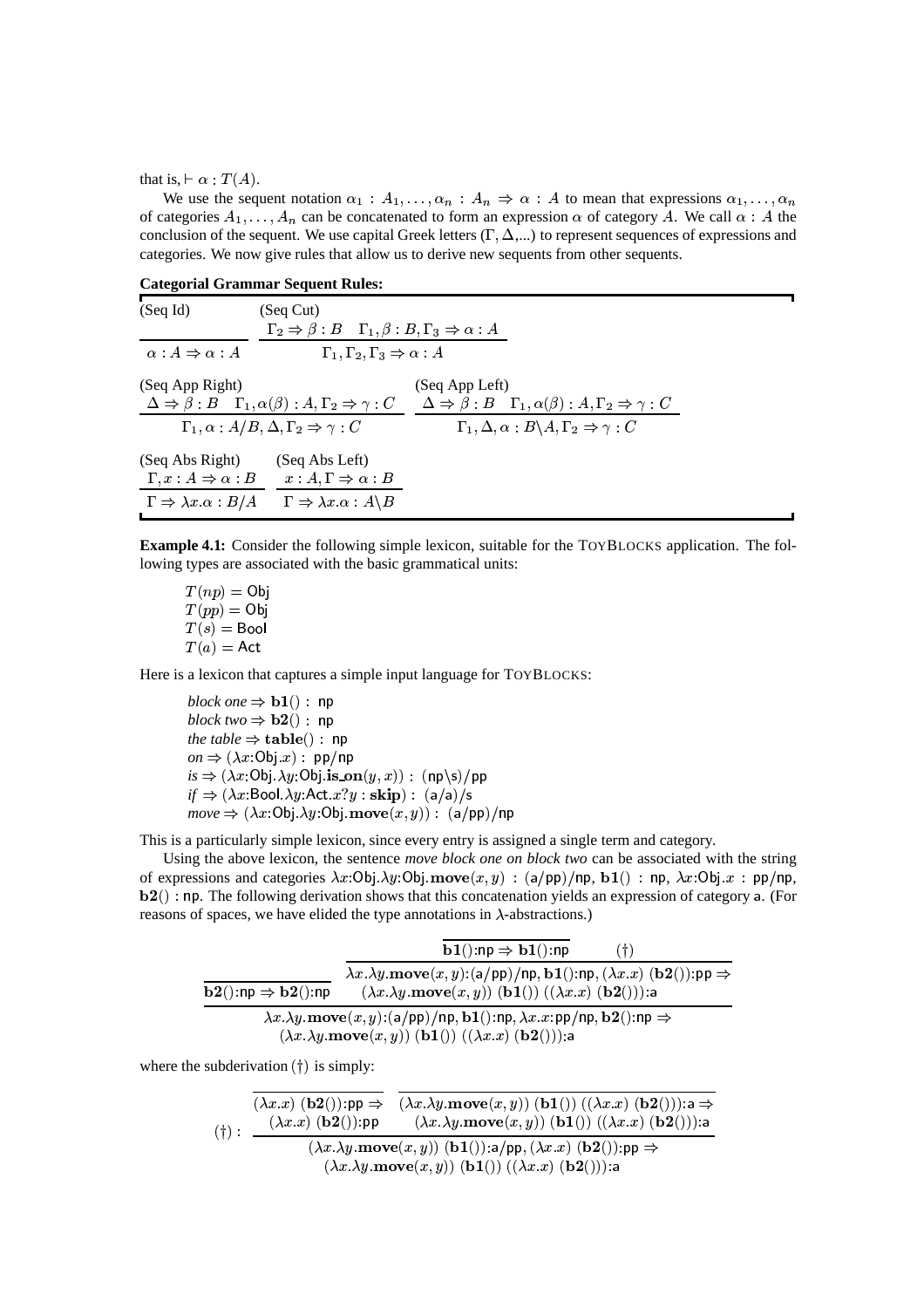that is, $\vdash \alpha : T(A)$.

We use the sequent notation $\alpha_1 : A_1, \ldots, \alpha_n : A_n \Rightarrow \alpha : A$ to mean that expressions $\alpha_1, \ldots, \alpha_n$ of categories $A_1, \ldots, A_n$ can be concatenated to form an expression $\alpha$ of category $A$. We call $\alpha : A$ the conclusion of the sequent. We use capital Greek letters ($\Gamma, \Delta$,...) to represent sequences of expressions and categories. We now give rules that allow us to derive new sequents from other sequents.

**Categorial Grammar Sequent Rules:**

(Seq Id)
$$\frac{}{\alpha : A \Rightarrow \alpha : A}$$

(Seq Cut)
$$\frac{\Gamma_2 \Rightarrow \beta : B \quad \Gamma_1, \beta : B, \Gamma_3 \Rightarrow \alpha : A}{\Gamma_1, \Gamma_2, \Gamma_3 \Rightarrow \alpha : A}$$

(Seq App Right)
$$\frac{\Delta \Rightarrow \beta : B \quad \Gamma_1, \alpha(\beta) : A, \Gamma_2 \Rightarrow \gamma : C}{\Gamma_1, \alpha : A/B, \Delta, \Gamma_2 \Rightarrow \gamma : C}$$

(Seq App Left)
$$\frac{\Delta \Rightarrow \beta : B \quad \Gamma_1, \alpha(\beta) : A, \Gamma_2 \Rightarrow \gamma : C}{\Gamma_1, \Delta, \alpha : B\backslash A, \Gamma_2 \Rightarrow \gamma : C}$$

(Seq Abs Right)
$$\frac{\Gamma, x : A \Rightarrow \alpha : B}{\Gamma \Rightarrow \lambda x.\alpha : B/A}$$

(Seq Abs Left)
$$\frac{x : A, \Gamma \Rightarrow \alpha : B}{\Gamma \Rightarrow \lambda x.\alpha : A\backslash B}$$

**Example 4.1:** Consider the following simple lexicon, suitable for the TOYBLOCKS application. The following types are associated with the basic grammatical units:

$T(np) = \mathsf{Obj}$
$T(pp) = \mathsf{Obj}$
$T(s) = \mathsf{Bool}$
$T(a) = \mathsf{Act}$

Here is a lexicon that captures a simple input language for TOYBLOCKS:

*block one* $\Rightarrow \mathbf{b1}() : \mathsf{np}$
*block two* $\Rightarrow \mathbf{b2}() : \mathsf{np}$
*the table* $\Rightarrow \mathbf{table}() : \mathsf{np}$
*on* $\Rightarrow (\lambda x{:}\mathsf{Obj}.x) : \mathsf{pp/np}$
*is* $\Rightarrow (\lambda x{:}\mathsf{Obj}.\lambda y{:}\mathsf{Obj}.\mathbf{is\_on}(y, x)) : (\mathsf{np}\backslash\mathsf{s})/\mathsf{pp}$
*if* $\Rightarrow (\lambda x{:}\mathsf{Bool}.\lambda y{:}\mathsf{Act}.x?y : \mathbf{skip}) : (\mathsf{a/a})/\mathsf{s}$
*move* $\Rightarrow (\lambda x{:}\mathsf{Obj}.\lambda y{:}\mathsf{Obj}.\mathbf{move}(x, y)) : (\mathsf{a/pp})/\mathsf{np}$

This is a particularly simple lexicon, since every entry is assigned a single term and category.

Using the above lexicon, the sentence *move block one on block two* can be associated with the string of expressions and categories $\lambda x{:}\mathsf{Obj}.\lambda y{:}\mathsf{Obj}.\mathbf{move}(x, y) : (\mathsf{a/pp})/\mathsf{np}$, $\mathbf{b1}() : \mathsf{np}$, $\lambda x{:}\mathsf{Obj}.x : \mathsf{pp/np}$, $\mathbf{b2}() : \mathsf{np}$. The following derivation shows that this concatenation yields an expression of category $\mathsf{a}$. (For reasons of spaces, we have elided the type annotations in $\lambda$-abstractions.)

$$\frac{\overline{\mathbf{b2}():\mathsf{np} \Rightarrow \mathbf{b2}():\mathsf{np}} \quad \dfrac{\overline{\mathbf{b1}():\mathsf{np} \Rightarrow \mathbf{b1}():\mathsf{np}} \quad (\dagger)}{\begin{array}{c}\lambda x.\lambda y.\mathbf{move}(x,y){:}(\mathsf{a/pp})/\mathsf{np}, \mathbf{b1}(){:}\mathsf{np}, (\lambda x.x)\ (\mathbf{b2}()){:}\mathsf{pp} \Rightarrow \\ (\lambda x.\lambda y.\mathbf{move}(x,y))\ (\mathbf{b1}())\ ((\lambda x.x)\ (\mathbf{b2}())){:}\mathsf{a}\end{array}}}{\begin{array}{c}\lambda x.\lambda y.\mathbf{move}(x,y){:}(\mathsf{a/pp})/\mathsf{np}, \mathbf{b1}(){:}\mathsf{np}, \lambda x.x{:}\mathsf{pp/np}, \mathbf{b2}(){:}\mathsf{np} \Rightarrow \\ (\lambda x.\lambda y.\mathbf{move}(x,y))\ (\mathbf{b1}())\ ((\lambda x.x)\ (\mathbf{b2}())){:}\mathsf{a}\end{array}}$$

where the subderivation $(\dagger)$ is simply:

$$(\dagger): \frac{\overline{\begin{array}{c}(\lambda x.x)\ (\mathbf{b2}()){:}\mathsf{pp} \Rightarrow \\ (\lambda x.x)\ (\mathbf{b2}()){:}\mathsf{pp}\end{array}} \quad \overline{\begin{array}{c}(\lambda x.\lambda y.\mathbf{move}(x,y))\ (\mathbf{b1}())\ ((\lambda x.x)\ (\mathbf{b2}())){:}\mathsf{a} \Rightarrow \\ (\lambda x.\lambda y.\mathbf{move}(x,y))\ (\mathbf{b1}())\ ((\lambda x.x)\ (\mathbf{b2}())){:}\mathsf{a}\end{array}}}{\begin{array}{c}(\lambda x.\lambda y.\mathbf{move}(x,y))\ (\mathbf{b1}()){:}\mathsf{a/pp}, (\lambda x.x)\ (\mathbf{b2}()){:}\mathsf{pp} \Rightarrow \\ (\lambda x.\lambda y.\mathbf{move}(x,y))\ (\mathbf{b1}())\ ((\lambda x.x)\ (\mathbf{b2}())){:}\mathsf{a}\end{array}}$$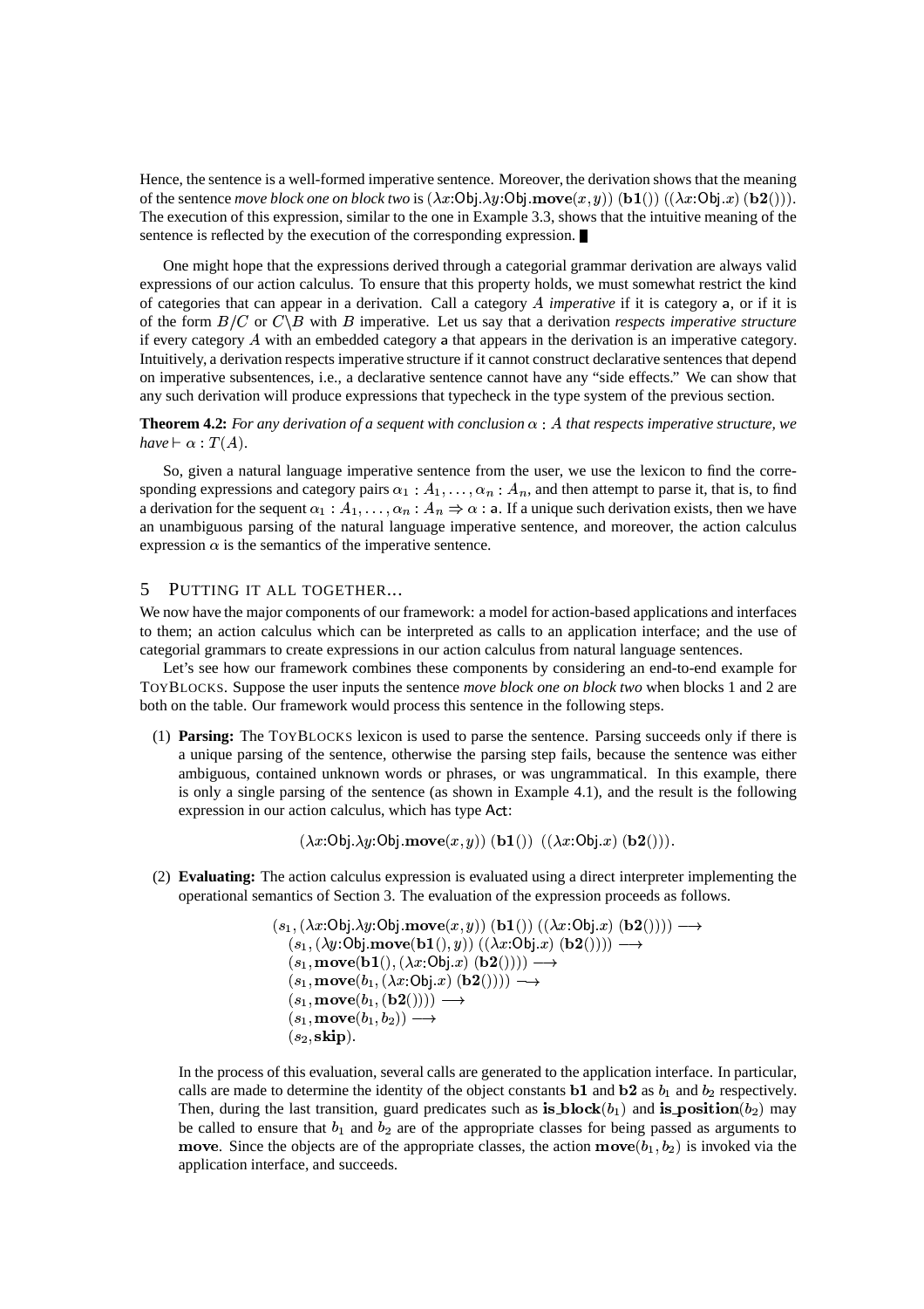Hence, the sentence is a well-formed imperative sentence. Moreover, the derivation shows that the meaning of the sentence *move block one on block two* is $(\lambda x{:}\mathsf{Obj}.\lambda y{:}\mathsf{Obj}.\mathbf{move}(x,y))\ (\mathbf{b1}())\ ((\lambda x{:}\mathsf{Obj}.x)\ (\mathbf{b2}()))$. The execution of this expression, similar to the one in Example 3.3, shows that the intuitive meaning of the sentence is reflected by the execution of the corresponding expression. ∎

One might hope that the expressions derived through a categorial grammar derivation are always valid expressions of our action calculus. To ensure that this property holds, we must somewhat restrict the kind of categories that can appear in a derivation. Call a category $A$ *imperative* if it is category $\mathsf{a}$, or if it is of the form $B/C$ or $C\backslash B$ with $B$ imperative. Let us say that a derivation *respects imperative structure* if every category $A$ with an embedded category $\mathsf{a}$ that appears in the derivation is an imperative category. Intuitively, a derivation respects imperative structure if it cannot construct declarative sentences that depend on imperative subsentences, i.e., a declarative sentence cannot have any "side effects." We can show that any such derivation will produce expressions that typecheck in the type system of the previous section.

**Theorem 4.2:** *For any derivation of a sequent with conclusion $\alpha : A$ that respects imperative structure, we have $\vdash \alpha : T(A)$.*

So, given a natural language imperative sentence from the user, we use the lexicon to find the corresponding expressions and category pairs $\alpha_1 : A_1, \ldots, \alpha_n : A_n$, and then attempt to parse it, that is, to find a derivation for the sequent $\alpha_1 : A_1, \ldots, \alpha_n : A_n \Rightarrow \alpha : \mathsf{a}$. If a unique such derivation exists, then we have an unambiguous parsing of the natural language imperative sentence, and moreover, the action calculus expression $\alpha$ is the semantics of the imperative sentence.

## 5 Putting it all together...

We now have the major components of our framework: a model for action-based applications and interfaces to them; an action calculus which can be interpreted as calls to an application interface; and the use of categorial grammars to create expressions in our action calculus from natural language sentences.

Let's see how our framework combines these components by considering an end-to-end example for ToyBlocks. Suppose the user inputs the sentence *move block one on block two* when blocks 1 and 2 are both on the table. Our framework would process this sentence in the following steps.

(1) **Parsing:** The ToyBlocks lexicon is used to parse the sentence. Parsing succeeds only if there is a unique parsing of the sentence, otherwise the parsing step fails, because the sentence was either ambiguous, contained unknown words or phrases, or was ungrammatical. In this example, there is only a single parsing of the sentence (as shown in Example 4.1), and the result is the following expression in our action calculus, which has type $\mathsf{Act}$:

$$(\lambda x{:}\mathsf{Obj}.\lambda y{:}\mathsf{Obj}.\mathbf{move}(x,y))\ (\mathbf{b1}())\ \ ((\lambda x{:}\mathsf{Obj}.x)\ (\mathbf{b2}())).$$

(2) **Evaluating:** The action calculus expression is evaluated using a direct interpreter implementing the operational semantics of Section 3. The evaluation of the expression proceeds as follows.

$$\begin{aligned}
&(s_1, (\lambda x{:}\mathsf{Obj}.\lambda y{:}\mathsf{Obj}.\mathbf{move}(x,y))\ (\mathbf{b1}())\ ((\lambda x{:}\mathsf{Obj}.x)\ (\mathbf{b2}()))) \longrightarrow\\
&\quad (s_1, (\lambda y{:}\mathsf{Obj}.\mathbf{move}(\mathbf{b1}(),y))\ ((\lambda x{:}\mathsf{Obj}.x)\ (\mathbf{b2}()))) \longrightarrow\\
&\quad (s_1, \mathbf{move}(\mathbf{b1}(), (\lambda x{:}\mathsf{Obj}.x)\ (\mathbf{b2}()))) \longrightarrow\\
&\quad (s_1, \mathbf{move}(b_1, (\lambda x{:}\mathsf{Obj}.x)\ (\mathbf{b2}()))) \longrightarrow\\
&\quad (s_1, \mathbf{move}(b_1, (\mathbf{b2}()))) \longrightarrow\\
&\quad (s_1, \mathbf{move}(b_1, b_2)) \longrightarrow\\
&\quad (s_2, \mathbf{skip}).
\end{aligned}$$

In the process of this evaluation, several calls are generated to the application interface. In particular, calls are made to determine the identity of the object constants $\mathbf{b1}$ and $\mathbf{b2}$ as $b_1$ and $b_2$ respectively. Then, during the last transition, guard predicates such as $\mathbf{is\_block}(b_1)$ and $\mathbf{is\_position}(b_2)$ may be called to ensure that $b_1$ and $b_2$ are of the appropriate classes for being passed as arguments to $\mathbf{move}$. Since the objects are of the appropriate classes, the action $\mathbf{move}(b_1, b_2)$ is invoked via the application interface, and succeeds.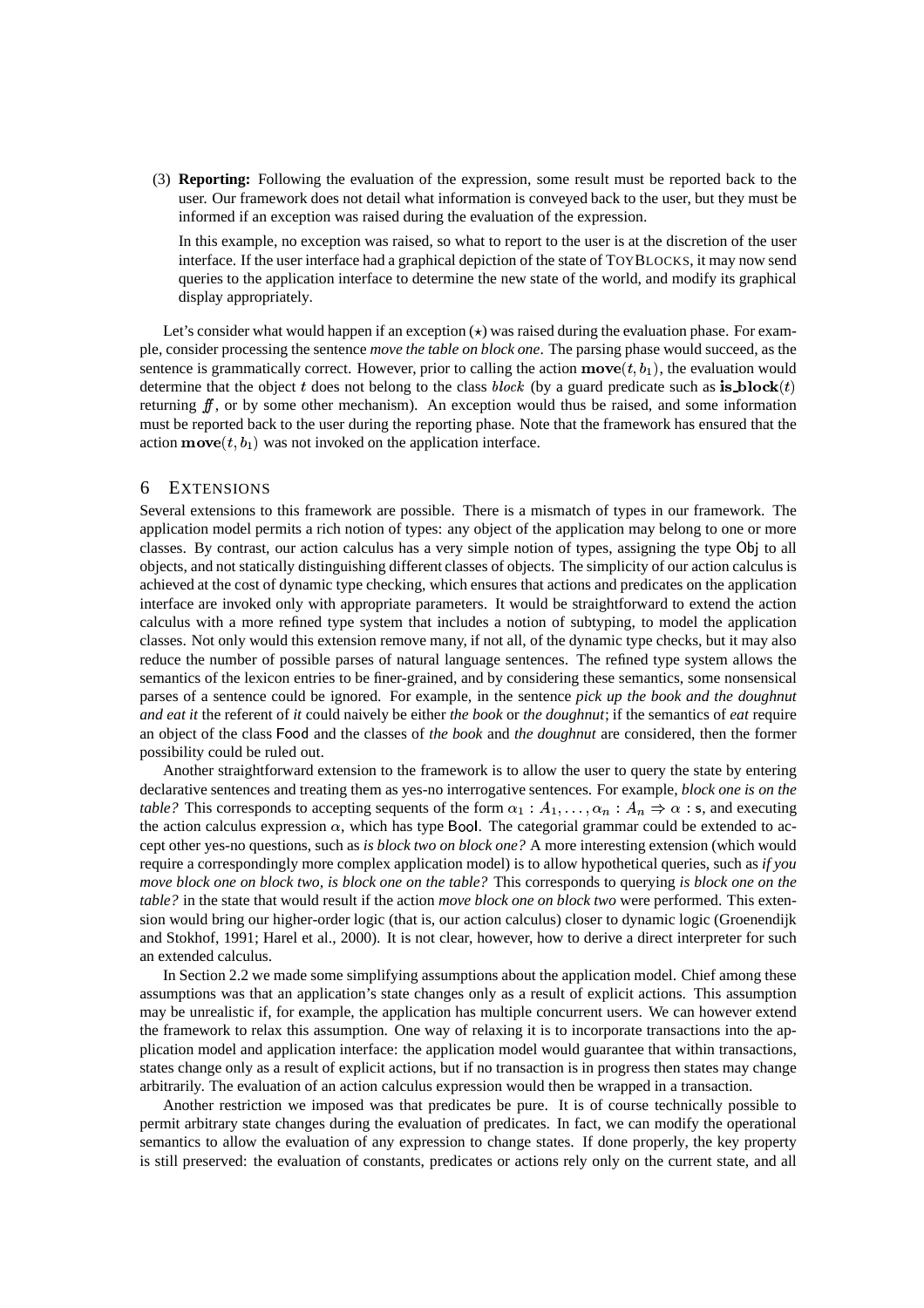(3) **Reporting:** Following the evaluation of the expression, some result must be reported back to the user. Our framework does not detail what information is conveyed back to the user, but they must be informed if an exception was raised during the evaluation of the expression.

In this example, no exception was raised, so what to report to the user is at the discretion of the user interface. If the user interface had a graphical depiction of the state of TOYBLOCKS, it may now send queries to the application interface to determine the new state of the world, and modify its graphical display appropriately.

Let's consider what would happen if an exception ($\star$) was raised during the evaluation phase. For example, consider processing the sentence *move the table on block one*. The parsing phase would succeed, as the sentence is grammatically correct. However, prior to calling the action $\mathbf{move}(t, b_1)$, the evaluation would determine that the object $t$ does not belong to the class $block$ (by a guard predicate such as $\mathbf{is\_block}(t)$ returning $\mathit{ff}$, or by some other mechanism). An exception would thus be raised, and some information must be reported back to the user during the reporting phase. Note that the framework has ensured that the action $\mathbf{move}(t, b_1)$ was not invoked on the application interface.

## 6 EXTENSIONS

Several extensions to this framework are possible. There is a mismatch of types in our framework. The application model permits a rich notion of types: any object of the application may belong to one or more classes. By contrast, our action calculus has a very simple notion of types, assigning the type Obj to all objects, and not statically distinguishing different classes of objects. The simplicity of our action calculus is achieved at the cost of dynamic type checking, which ensures that actions and predicates on the application interface are invoked only with appropriate parameters. It would be straightforward to extend the action calculus with a more refined type system that includes a notion of subtyping, to model the application classes. Not only would this extension remove many, if not all, of the dynamic type checks, but it may also reduce the number of possible parses of natural language sentences. The refined type system allows the semantics of the lexicon entries to be finer-grained, and by considering these semantics, some nonsensical parses of a sentence could be ignored. For example, in the sentence *pick up the book and the doughnut and eat it* the referent of *it* could naively be either *the book* or *the doughnut*; if the semantics of *eat* require an object of the class Food and the classes of *the book* and *the doughnut* are considered, then the former possibility could be ruled out.

Another straightforward extension to the framework is to allow the user to query the state by entering declarative sentences and treating them as yes-no interrogative sentences. For example, *block one is on the table?* This corresponds to accepting sequents of the form $\alpha_1 : A_1, \ldots, \alpha_n : A_n \Rightarrow \alpha : \mathsf{s}$, and executing the action calculus expression $\alpha$, which has type Bool. The categorial grammar could be extended to accept other yes-no questions, such as *is block two on block one?* A more interesting extension (which would require a correspondingly more complex application model) is to allow hypothetical queries, such as *if you move block one on block two, is block one on the table?* This corresponds to querying *is block one on the table?* in the state that would result if the action *move block one on block two* were performed. This extension would bring our higher-order logic (that is, our action calculus) closer to dynamic logic (Groenendijk and Stokhof, 1991; Harel et al., 2000). It is not clear, however, how to derive a direct interpreter for such an extended calculus.

In Section 2.2 we made some simplifying assumptions about the application model. Chief among these assumptions was that an application's state changes only as a result of explicit actions. This assumption may be unrealistic if, for example, the application has multiple concurrent users. We can however extend the framework to relax this assumption. One way of relaxing it is to incorporate transactions into the application model and application interface: the application model would guarantee that within transactions, states change only as a result of explicit actions, but if no transaction is in progress then states may change arbitrarily. The evaluation of an action calculus expression would then be wrapped in a transaction.

Another restriction we imposed was that predicates be pure. It is of course technically possible to permit arbitrary state changes during the evaluation of predicates. In fact, we can modify the operational semantics to allow the evaluation of any expression to change states. If done properly, the key property is still preserved: the evaluation of constants, predicates or actions rely only on the current state, and all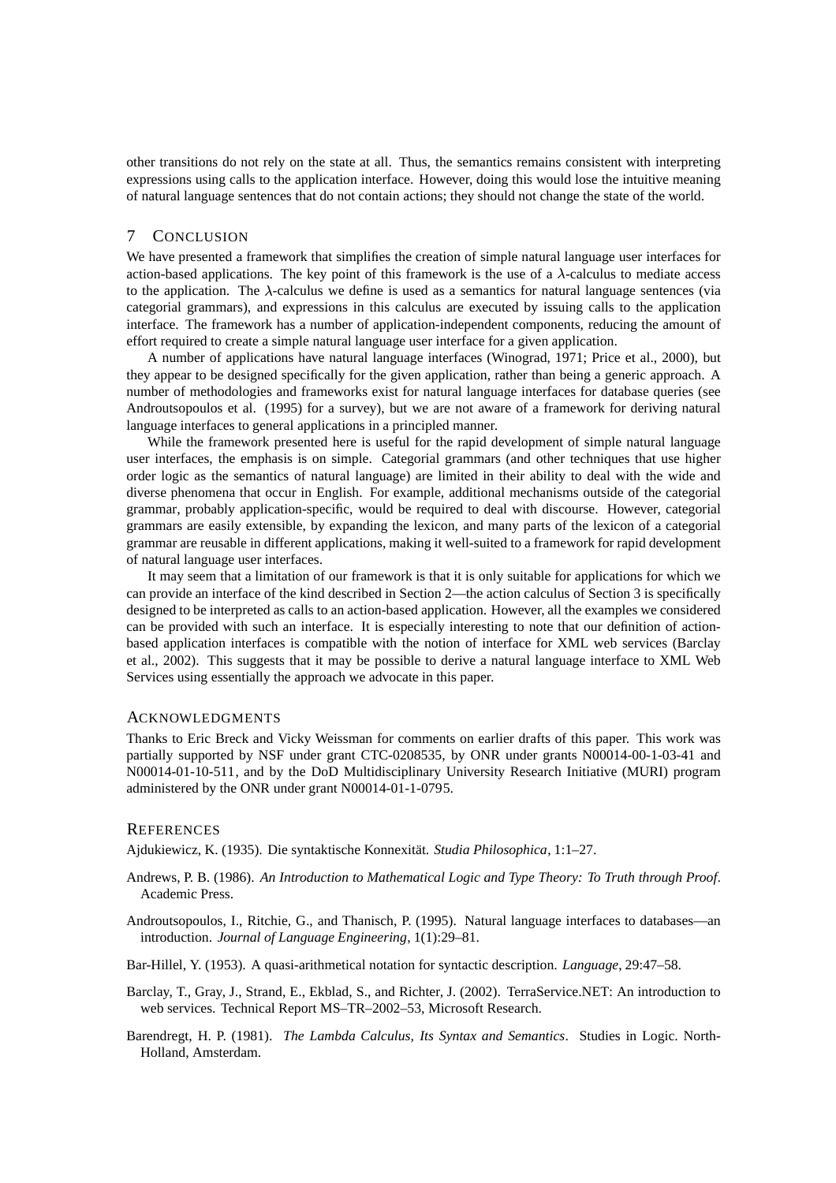other transitions do not rely on the state at all. Thus, the semantics remains consistent with interpreting expressions using calls to the application interface. However, doing this would lose the intuitive meaning of natural language sentences that do not contain actions; they should not change the state of the world.

## 7 Conclusion

We have presented a framework that simplifies the creation of simple natural language user interfaces for action-based applications. The key point of this framework is the use of a $\lambda$-calculus to mediate access to the application. The $\lambda$-calculus we define is used as a semantics for natural language sentences (via categorial grammars), and expressions in this calculus are executed by issuing calls to the application interface. The framework has a number of application-independent components, reducing the amount of effort required to create a simple natural language user interface for a given application.

A number of applications have natural language interfaces (Winograd, 1971; Price et al., 2000), but they appear to be designed specifically for the given application, rather than being a generic approach. A number of methodologies and frameworks exist for natural language interfaces for database queries (see Androutsopoulos et al. (1995) for a survey), but we are not aware of a framework for deriving natural language interfaces to general applications in a principled manner.

While the framework presented here is useful for the rapid development of simple natural language user interfaces, the emphasis is on simple. Categorial grammars (and other techniques that use higher order logic as the semantics of natural language) are limited in their ability to deal with the wide and diverse phenomena that occur in English. For example, additional mechanisms outside of the categorial grammar, probably application-specific, would be required to deal with discourse. However, categorial grammars are easily extensible, by expanding the lexicon, and many parts of the lexicon of a categorial grammar are reusable in different applications, making it well-suited to a framework for rapid development of natural language user interfaces.

It may seem that a limitation of our framework is that it is only suitable for applications for which we can provide an interface of the kind described in Section 2—the action calculus of Section 3 is specifically designed to be interpreted as calls to an action-based application. However, all the examples we considered can be provided with such an interface. It is especially interesting to note that our definition of action-based application interfaces is compatible with the notion of interface for XML web services (Barclay et al., 2002). This suggests that it may be possible to derive a natural language interface to XML Web Services using essentially the approach we advocate in this paper.

## Acknowledgments

Thanks to Eric Breck and Vicky Weissman for comments on earlier drafts of this paper. This work was partially supported by NSF under grant CTC-0208535, by ONR under grants N00014-00-1-03-41 and N00014-01-10-511, and by the DoD Multidisciplinary University Research Initiative (MURI) program administered by the ONR under grant N00014-01-1-0795.

## References

Ajdukiewicz, K. (1935). Die syntaktische Konnexität. *Studia Philosophica*, 1:1–27.

Andrews, P. B. (1986). *An Introduction to Mathematical Logic and Type Theory: To Truth through Proof*. Academic Press.

Androutsopoulos, I., Ritchie, G., and Thanisch, P. (1995). Natural language interfaces to databases—an introduction. *Journal of Language Engineering*, 1(1):29–81.

Bar-Hillel, Y. (1953). A quasi-arithmetical notation for syntactic description. *Language*, 29:47–58.

Barclay, T., Gray, J., Strand, E., Ekblad, S., and Richter, J. (2002). TerraService.NET: An introduction to web services. Technical Report MS–TR–2002–53, Microsoft Research.

Barendregt, H. P. (1981). *The Lambda Calculus, Its Syntax and Semantics*. Studies in Logic. North-Holland, Amsterdam.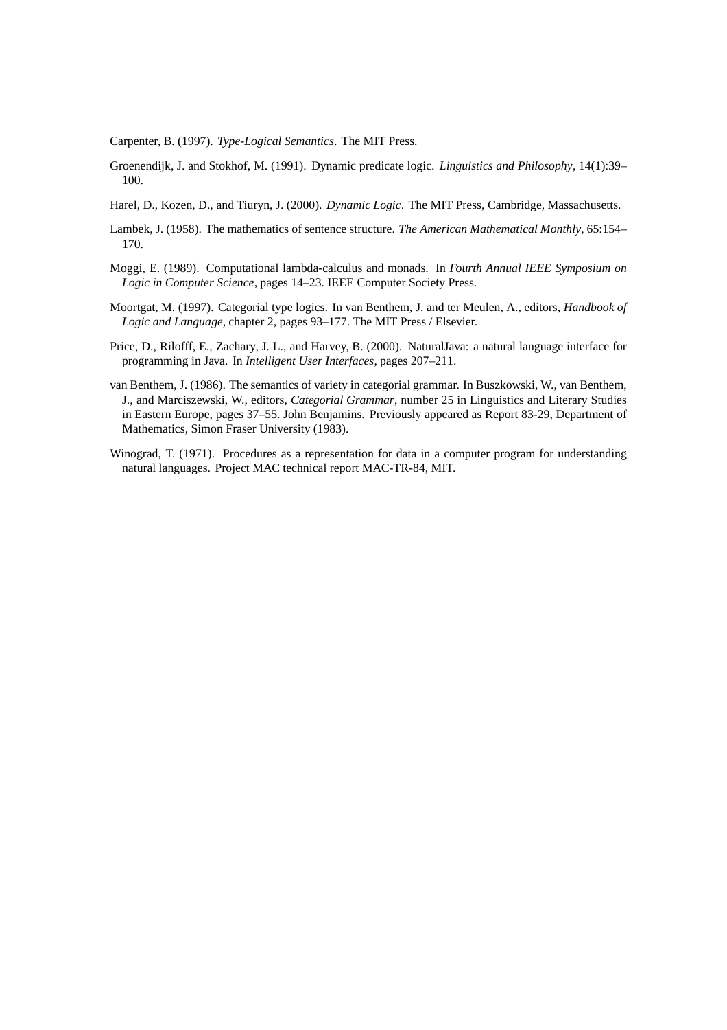Carpenter, B. (1997). *Type-Logical Semantics*. The MIT Press.

Groenendijk, J. and Stokhof, M. (1991). Dynamic predicate logic. *Linguistics and Philosophy*, 14(1):39–100.

Harel, D., Kozen, D., and Tiuryn, J. (2000). *Dynamic Logic*. The MIT Press, Cambridge, Massachusetts.

Lambek, J. (1958). The mathematics of sentence structure. *The American Mathematical Monthly*, 65:154–170.

Moggi, E. (1989). Computational lambda-calculus and monads. In *Fourth Annual IEEE Symposium on Logic in Computer Science*, pages 14–23. IEEE Computer Society Press.

Moortgat, M. (1997). Categorial type logics. In van Benthem, J. and ter Meulen, A., editors, *Handbook of Logic and Language*, chapter 2, pages 93–177. The MIT Press / Elsevier.

Price, D., Rilofff, E., Zachary, J. L., and Harvey, B. (2000). NaturalJava: a natural language interface for programming in Java. In *Intelligent User Interfaces*, pages 207–211.

van Benthem, J. (1986). The semantics of variety in categorial grammar. In Buszkowski, W., van Benthem, J., and Marciszewski, W., editors, *Categorial Grammar*, number 25 in Linguistics and Literary Studies in Eastern Europe, pages 37–55. John Benjamins. Previously appeared as Report 83-29, Department of Mathematics, Simon Fraser University (1983).

Winograd, T. (1971). Procedures as a representation for data in a computer program for understanding natural languages. Project MAC technical report MAC-TR-84, MIT.